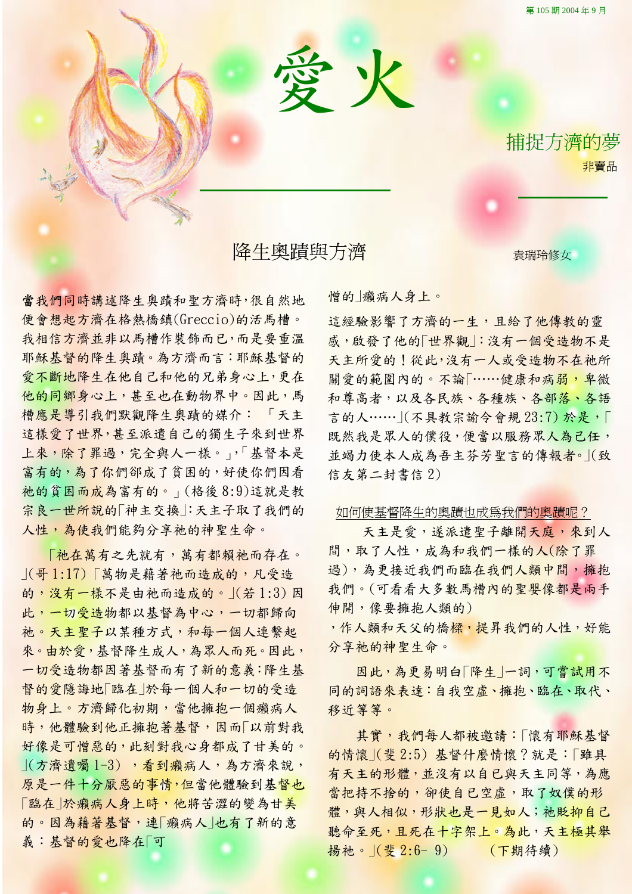# 愛火

## 捕捉方濟的夢

非賣品

## 降生奧蹟與方濟

袁瑞玲修女

當我們同時講述降生奧蹟和聖方濟時，很自然地便會想起方濟在格熱橋鎮(Greccio)的活馬槽。我相信方濟並非以馬槽作裝飾而已，而是要重溫耶穌基督的降生奧蹟。為方濟而言：耶穌基督的愛不斷地降生在他自己和他的兄弟身心上，更在他的同鄉身心上，甚至也在動物界中。因此，馬槽應是導引我們默觀降生奧蹟的媒介：「天主這樣愛了世界，甚至派遣自己的獨生子來到世界上來，除了罪過，完全與人一樣。」，「基督本是富有的，為了你們卻成了貧困的，好使你們因著祂的貧困而成為富有的。」(格後 8:9)這就是教宗良一世所說的「神主交換」：天主子取了我們的人性，為使我們能夠分享祂的神聖生命。

「祂在萬有之先就有，萬有都賴祂而存在。」(哥 1:17)「萬物是藉著祂而造成的，凡受造的，沒有一樣不是由祂而造成的。」(若 1:3) 因此，一切受造物都以基督為中心，一切都歸向祂。天主聖子以某種方式，和每一個人連繫起來。由於愛，基督降生成人，為眾人而死。因此，一切受造物都因著基督而有了新的意義：降生基督的愛隱誨地「臨在」於每一個人和一切的受造物身上。方濟歸化初期，當他擁抱一個癩病人時，他體驗到他正擁抱著基督，因而「以前對我好像是可憎惡的，此刻對我心身都成了甘美的。」(方濟遺囑 1-3) ，看到癩病人，為方濟來說，原是一件十分厭惡的事情，但當他體驗到基督也「臨在」於癩病人身上時，他將苦澀的變為甘美的。因為藉著基督，連「癩病人」也有了新的意義：基督的愛也降在「可憎的」癩病人身上。

這經驗影響了方濟的一生，且給了他傳教的靈感，啟發了他的「世界觀」：沒有一個受造物不是天主所愛的！從此，沒有一人或受造物不在祂所關愛的範圍內的。不論「……健康和病弱，卑微和尊高者，以及各民族、各種族、各部落、各語言的人……」(不具教宗諭令會規 23:7) 於是，「既然我是眾人的僕役，便當以服務眾人為己任，並竭力使本人成為吾主芬芳聖言的傳報者。」(致信友第二封書信 2)

### 如何使基督降生的奧蹟也成爲我們的奧蹟呢？

天主是愛，遂派遣聖子離開天庭，來到人間，取了人性，成為和我們一樣的人(除了罪過)，為更接近我們而臨在我們人類中間，擁抱我們。(可看看大多數馬槽內的聖嬰像都是兩手伸開，像要擁抱人類的)

，作人類和天父的橋樑，提昇我們的人性，好能分享祂的神聖生命。

因此，為更易明白「降生」一詞，可嘗試用不同的詞語來表達：自我空虛、擁抱、臨在、取代、移近等等。

其實，我們每人都被邀請：「懷有耶穌基督的情懷」(斐 2:5) 基督什麼情懷？就是：「雖具有天主的形體，並沒有以自己與天主同等，為應當把持不捨的，卻使自己空虛，取了奴僕的形體，與人相似，形狀也是一見如人；祂貶抑自己聽命至死，且死在十字架上。為此，天主極其舉揚祂。」(斐 2:6- 9) （下期待續）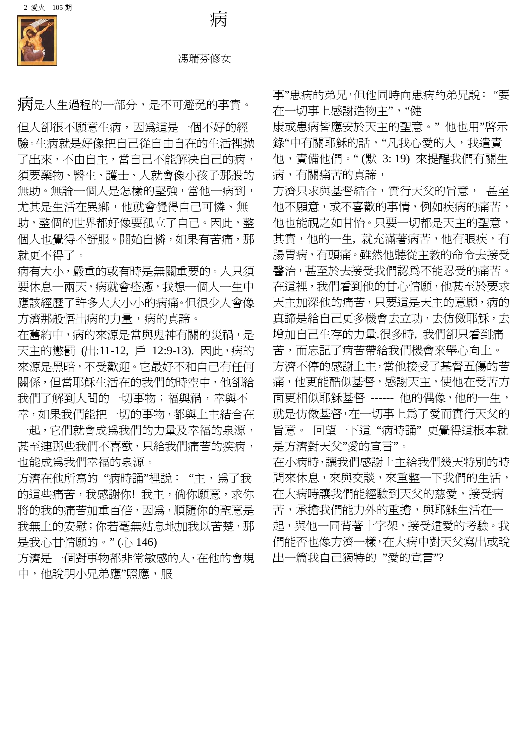# 病

馮瑞芬修女

病是人生過程的一部分，是不可避免的事實。

但人卻很不願意生病，因爲這是一個不好的經驗。生病就是好像把自己從自由自在的生活裡拋了出來，不由自主，當自己不能解決自己的病，須要藥物、醫生、護士、人就會像小孩子那般的無助。無論一個人是怎樣的堅強，當他一病到，尤其是生活在異鄉，他就會覺得自己可憐、無助，整個的世界都好像要孤立了自己。因此，整個人也覺得不舒服。開始自憐，如果有苦痛，那就更不得了。

病有大小，嚴重的或有時是無關重要的。人只須要休息一兩天，病就會痊癒，我想一個人一生中應該經歷了許多大大小小的病痛。但很少人會像方濟那般悟出病的力量，病的真諦。

在舊約中，病的來源是常與鬼神有關的災禍，是天主的懲罰 (出:11-12, 戶 12:9-13). 因此，病的來源是黑暗，不受歡迎。它最好不和自己有任何關係，但當耶穌生活在的我們的時空中，他卻給我們了解到人間的一切事物；福與禍，幸與不幸，如果我們能把一切的事物，都與上主結合在一起，它們就會成爲我們的力量及幸福的泉源，甚至連那些我們不喜歡，只給我們痛苦的疾病，也能成爲我們幸福的泉源。

方濟在他所寫的 "病時誦"裡說： "主，爲了我的這些痛苦，我感謝你! 我主，倘你願意，求你將的我的痛苦加重百倍，因爲，順隨你的聖意是我無上的安慰；你若毫無姑息地加我以苦楚，那是我心甘情願的。" (心 146)

方濟是一個對事物都非常敏感的人，在他的會規中，他說明小兄弟應"照應，服事"患病的弟兄，但他同時向患病的弟兄說： "要在一切事上感謝造物主"，"健康或患病皆應安於天主的聖意。" 他也用"啓示錄"中有關耶穌的話，"凡我心愛的人，我遣責他，責備他們。" (默 3: 19) 來提醒我們有關生病，有關痛苦的真諦，

方濟只求與基督結合，實行天父的旨意， 甚至他不願意，或不喜歡的事情，例如疾病的痛苦，他也能視之如甘怡。只要一切都是天主的聖意，其實，他的一生, 就充滿著病苦，他有眼疾，有腸胃病，有頭痛。雖然他聽從主教的命令去接受醫治，甚至於去接受我們認爲不能忍受的痛苦。在這裡，我們看到他的甘心情願，他甚至於要求天主加深他的痛苦，只要這是天主的意願，病的真諦是給自己更多機會去立功，去仿傚耶穌，去增加自己生存的力量.很多時, 我們卻只看到痛苦，而忘記了病苦帶給我們機會來舉心向上。

方濟不停的感謝上主，當他接受了基督五傷的苦痛，他更能酷似基督，感謝天主，使他在受苦方面更相似耶穌基督 ------ 他的偶像，他的一生，就是仿傚基督，在一切事上爲了愛而實行天父的旨意。 回望一下這 "病時誦" 更覺得這根本就是方濟對天父"愛的宣言"。

在小病時，讓我們感謝上主給我們幾天特別的時間來休息，來與交談，來重整一下我們的生活，在大病時讓我們能經驗到天父的慈愛，接受病苦，承擔我們能力外的重擔，與耶穌生活在一起，與他一同背著十字架，接受這愛的考驗。我們能否也像方濟一樣，在大病中對天父寫出或說出一篇我自己獨特的 "愛的宣言"?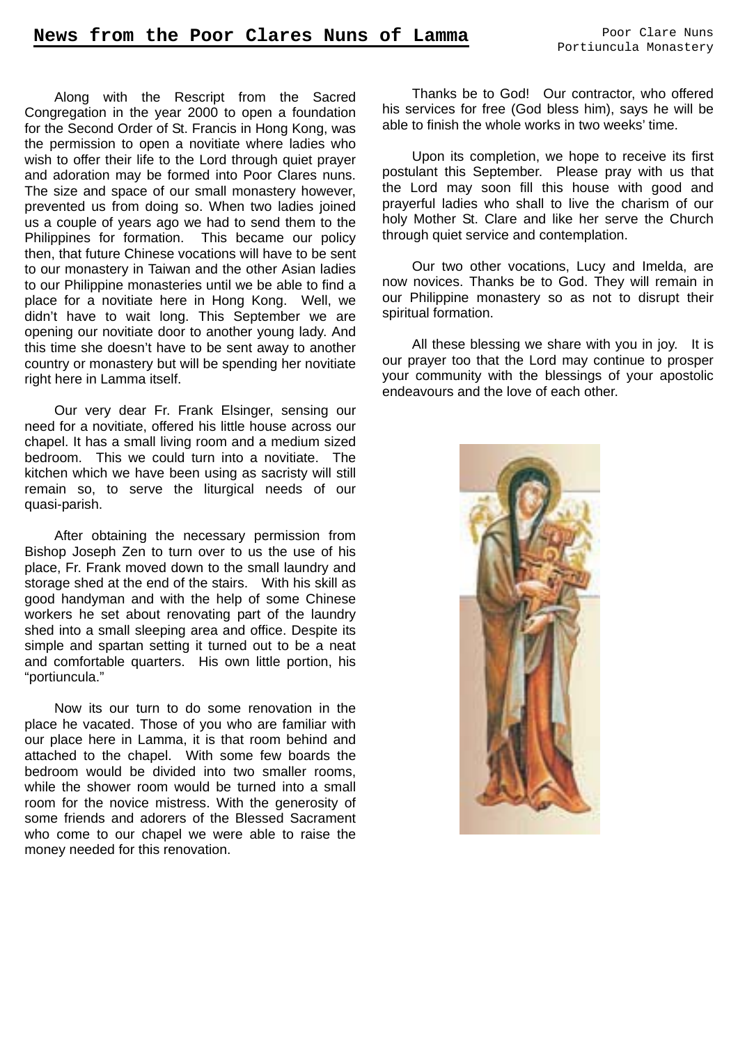## News from the Poor Clares Nuns of Lamma

Poor Clare Nuns
Portiuncula Monastery

Along with the Rescript from the Sacred Congregation in the year 2000 to open a foundation for the Second Order of St. Francis in Hong Kong, was the permission to open a novitiate where ladies who wish to offer their life to the Lord through quiet prayer and adoration may be formed into Poor Clares nuns. The size and space of our small monastery however, prevented us from doing so. When two ladies joined us a couple of years ago we had to send them to the Philippines for formation. This became our policy then, that future Chinese vocations will have to be sent to our monastery in Taiwan and the other Asian ladies to our Philippine monasteries until we be able to find a place for a novitiate here in Hong Kong. Well, we didn't have to wait long. This September we are opening our novitiate door to another young lady. And this time she doesn't have to be sent away to another country or monastery but will be spending her novitiate right here in Lamma itself.

Our very dear Fr. Frank Elsinger, sensing our need for a novitiate, offered his little house across our chapel. It has a small living room and a medium sized bedroom. This we could turn into a novitiate. The kitchen which we have been using as sacristy will still remain so, to serve the liturgical needs of our quasi-parish.

After obtaining the necessary permission from Bishop Joseph Zen to turn over to us the use of his place, Fr. Frank moved down to the small laundry and storage shed at the end of the stairs. With his skill as good handyman and with the help of some Chinese workers he set about renovating part of the laundry shed into a small sleeping area and office. Despite its simple and spartan setting it turned out to be a neat and comfortable quarters. His own little portion, his "portiuncula."

Now its our turn to do some renovation in the place he vacated. Those of you who are familiar with our place here in Lamma, it is that room behind and attached to the chapel. With some few boards the bedroom would be divided into two smaller rooms, while the shower room would be turned into a small room for the novice mistress. With the generosity of some friends and adorers of the Blessed Sacrament who come to our chapel we were able to raise the money needed for this renovation.

Thanks be to God! Our contractor, who offered his services for free (God bless him), says he will be able to finish the whole works in two weeks' time.

Upon its completion, we hope to receive its first postulant this September. Please pray with us that the Lord may soon fill this house with good and prayerful ladies who shall to live the charism of our holy Mother St. Clare and like her serve the Church through quiet service and contemplation.

Our two other vocations, Lucy and Imelda, are now novices. Thanks be to God. They will remain in our Philippine monastery so as not to disrupt their spiritual formation.

All these blessing we share with you in joy. It is our prayer too that the Lord may continue to prosper your community with the blessings of your apostolic endeavours and the love of each other.